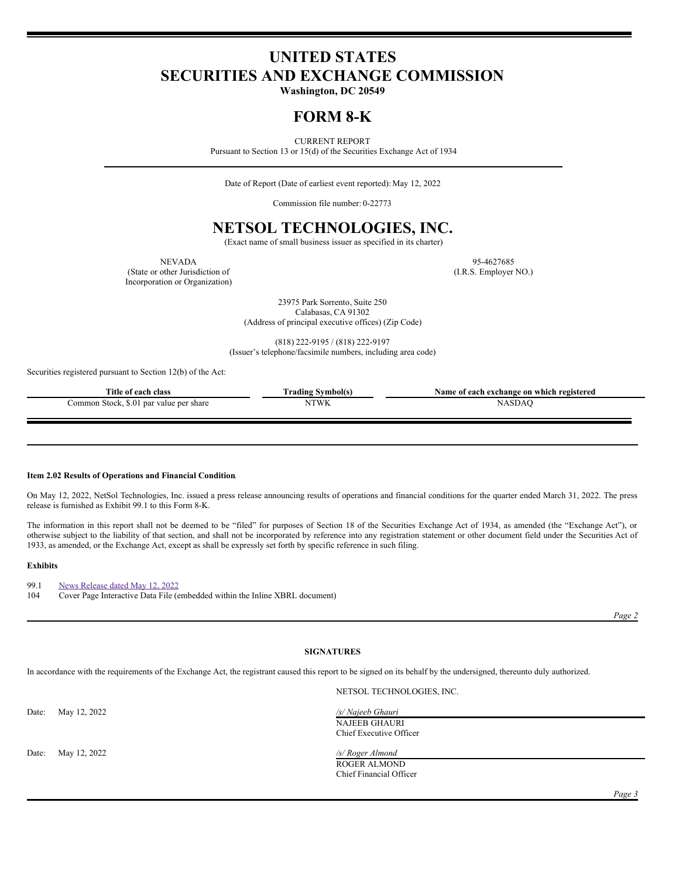# UNITED STATES
# SECURITIES AND EXCHANGE COMMISSION

**Washington, DC 20549**

# FORM 8-K

CURRENT REPORT
Pursuant to Section 13 or 15(d) of the Securities Exchange Act of 1934

Date of Report (Date of earliest event reported): May 12, 2022

Commission file number: 0-22773

# NETSOL TECHNOLOGIES, INC.

(Exact name of small business issuer as specified in its charter)

| NEVADA | 95-4627685 |
|---|---|
| (State or other Jurisdiction of Incorporation or Organization) | (I.R.S. Employer NO.) |

23975 Park Sorrento, Suite 250
Calabasas, CA 91302
(Address of principal executive offices) (Zip Code)

(818) 222-9195 / (818) 222-9197
(Issuer's telephone/facsimile numbers, including area code)

Securities registered pursuant to Section 12(b) of the Act:

| Title of each class | Trading Symbol(s) | Name of each exchange on which registered |
|---|---|---|
| Common Stock, $.01 par value per share | NTWK | NASDAQ |

**Item 2.02 Results of Operations and Financial Condition**.

On May 12, 2022, NetSol Technologies, Inc. issued a press release announcing results of operations and financial conditions for the quarter ended March 31, 2022. The press release is furnished as Exhibit 99.1 to this Form 8-K.

The information in this report shall not be deemed to be "filed" for purposes of Section 18 of the Securities Exchange Act of 1934, as amended (the "Exchange Act"), or otherwise subject to the liability of that section, and shall not be incorporated by reference into any registration statement or other document field under the Securities Act of 1933, as amended, or the Exchange Act, except as shall be expressly set forth by specific reference in such filing.

**Exhibits**

99.1 News Release dated May 12, 2022
104 Cover Page Interactive Data File (embedded within the Inline XBRL document)

**SIGNATURES**

In accordance with the requirements of the Exchange Act, the registrant caused this report to be signed on its behalf by the undersigned, thereunto duly authorized.

NETSOL TECHNOLOGIES, INC.

Date: May 12, 2022

*/s/ Najeeb Ghauri*
NAJEEB GHAURI
Chief Executive Officer

Date: May 12, 2022

*/s/ Roger Almond*
ROGER ALMOND
Chief Financial Officer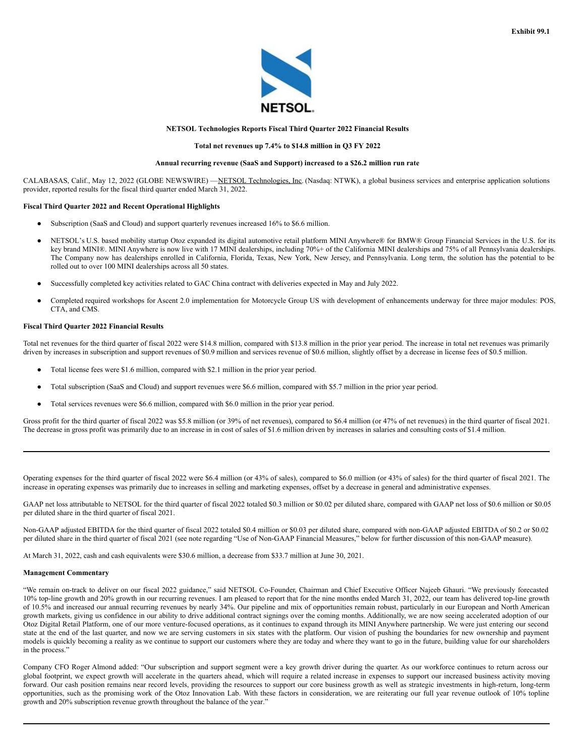Exhibit 99.1

NETSOL.

**NETSOL Technologies Reports Fiscal Third Quarter 2022 Financial Results**

**Total net revenues up 7.4% to $14.8 million in Q3 FY 2022**

**Annual recurring revenue (SaaS and Support) increased to a $26.2 million run rate**

CALABASAS, Calif., May 12, 2022 (GLOBE NEWSWIRE) —NETSOL Technologies, Inc. (Nasdaq: NTWK), a global business services and enterprise application solutions provider, reported results for the fiscal third quarter ended March 31, 2022.

**Fiscal Third Quarter 2022 and Recent Operational Highlights**

- Subscription (SaaS and Cloud) and support quarterly revenues increased 16% to $6.6 million.
- NETSOL's U.S. based mobility startup Otoz expanded its digital automotive retail platform MINI Anywhere® for BMW® Group Financial Services in the U.S. for its key brand MINI®. MINI Anywhere is now live with 17 MINI dealerships, including 70%+ of the California MINI dealerships and 75% of all Pennsylvania dealerships. The Company now has dealerships enrolled in California, Florida, Texas, New York, New Jersey, and Pennsylvania. Long term, the solution has the potential to be rolled out to over 100 MINI dealerships across all 50 states.
- Successfully completed key activities related to GAC China contract with deliveries expected in May and July 2022.
- Completed required workshops for Ascent 2.0 implementation for Motorcycle Group US with development of enhancements underway for three major modules: POS, CTA, and CMS.

**Fiscal Third Quarter 2022 Financial Results**

Total net revenues for the third quarter of fiscal 2022 were $14.8 million, compared with $13.8 million in the prior year period. The increase in total net revenues was primarily driven by increases in subscription and support revenues of $0.9 million and services revenue of $0.6 million, slightly offset by a decrease in license fees of $0.5 million.

- Total license fees were $1.6 million, compared with $2.1 million in the prior year period.
- Total subscription (SaaS and Cloud) and support revenues were $6.6 million, compared with $5.7 million in the prior year period.
- Total services revenues were $6.6 million, compared with $6.0 million in the prior year period.

Gross profit for the third quarter of fiscal 2022 was $5.8 million (or 39% of net revenues), compared to $6.4 million (or 47% of net revenues) in the third quarter of fiscal 2021. The decrease in gross profit was primarily due to an increase in in cost of sales of $1.6 million driven by increases in salaries and consulting costs of $1.4 million.

Operating expenses for the third quarter of fiscal 2022 were $6.4 million (or 43% of sales), compared to $6.0 million (or 43% of sales) for the third quarter of fiscal 2021. The increase in operating expenses was primarily due to increases in selling and marketing expenses, offset by a decrease in general and administrative expenses.

GAAP net loss attributable to NETSOL for the third quarter of fiscal 2022 totaled $0.3 million or $0.02 per diluted share, compared with GAAP net loss of $0.6 million or $0.05 per diluted share in the third quarter of fiscal 2021.

Non-GAAP adjusted EBITDA for the third quarter of fiscal 2022 totaled $0.4 million or $0.03 per diluted share, compared with non-GAAP adjusted EBITDA of $0.2 or $0.02 per diluted share in the third quarter of fiscal 2021 (see note regarding "Use of Non-GAAP Financial Measures," below for further discussion of this non-GAAP measure).

At March 31, 2022, cash and cash equivalents were $30.6 million, a decrease from $33.7 million at June 30, 2021.

**Management Commentary**

"We remain on-track to deliver on our fiscal 2022 guidance," said NETSOL Co-Founder, Chairman and Chief Executive Officer Najeeb Ghauri. "We previously forecasted 10% top-line growth and 20% growth in our recurring revenues. I am pleased to report that for the nine months ended March 31, 2022, our team has delivered top-line growth of 10.5% and increased our annual recurring revenues by nearly 34%. Our pipeline and mix of opportunities remain robust, particularly in our European and North American growth markets, giving us confidence in our ability to drive additional contract signings over the coming months. Additionally, we are now seeing accelerated adoption of our Otoz Digital Retail Platform, one of our more venture-focused operations, as it continues to expand through its MINI Anywhere partnership. We were just entering our second state at the end of the last quarter, and now we are serving customers in six states with the platform. Our vision of pushing the boundaries for new ownership and payment models is quickly becoming a reality as we continue to support our customers where they are today and where they want to go in the future, building value for our shareholders in the process."

Company CFO Roger Almond added: "Our subscription and support segment were a key growth driver during the quarter. As our workforce continues to return across our global footprint, we expect growth will accelerate in the quarters ahead, which will require a related increase in expenses to support our increased business activity moving forward. Our cash position remains near record levels, providing the resources to support our core business growth as well as strategic investments in high-return, long-term opportunities, such as the promising work of the Otoz Innovation Lab. With these factors in consideration, we are reiterating our full year revenue outlook of 10% topline growth and 20% subscription revenue growth throughout the balance of the year."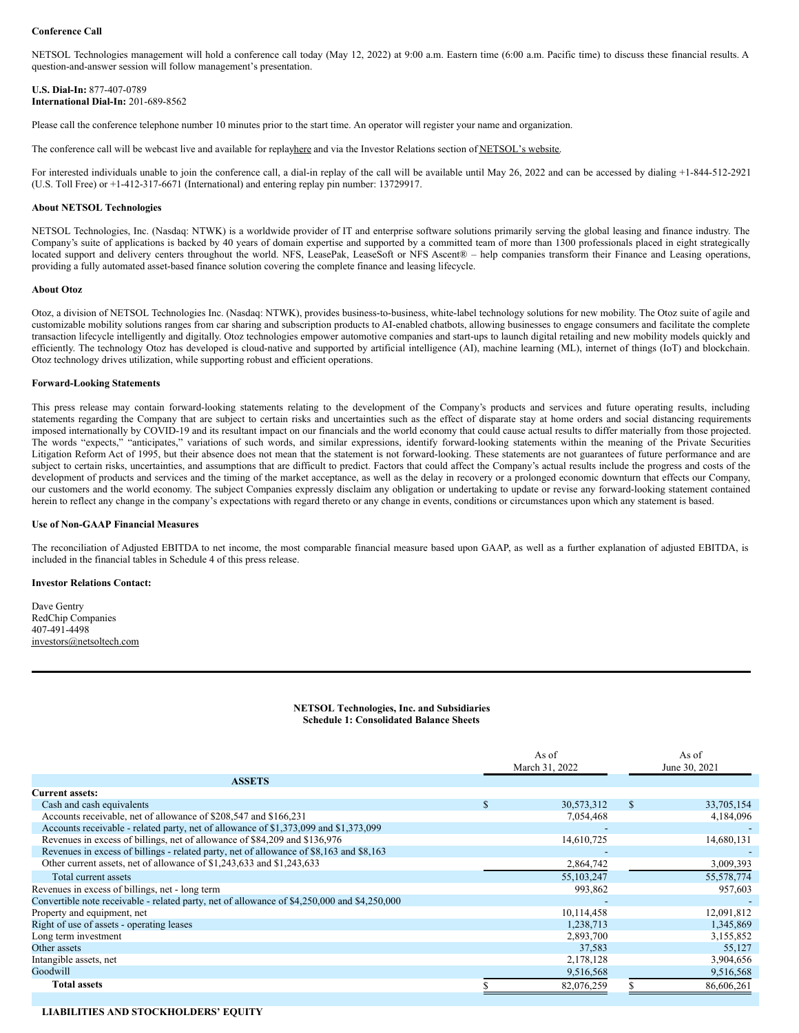**Conference Call**

NETSOL Technologies management will hold a conference call today (May 12, 2022) at 9:00 a.m. Eastern time (6:00 a.m. Pacific time) to discuss these financial results. A question-and-answer session will follow management's presentation.

**U.S. Dial-In:** 877-407-0789
**International Dial-In:** 201-689-8562

Please call the conference telephone number 10 minutes prior to the start time. An operator will register your name and organization.

The conference call will be webcast live and available for replay here and via the Investor Relations section of NETSOL's website.

For interested individuals unable to join the conference call, a dial-in replay of the call will be available until May 26, 2022 and can be accessed by dialing +1-844-512-2921 (U.S. Toll Free) or +1-412-317-6671 (International) and entering replay pin number: 13729917.

**About NETSOL Technologies**

NETSOL Technologies, Inc. (Nasdaq: NTWK) is a worldwide provider of IT and enterprise software solutions primarily serving the global leasing and finance industry. The Company's suite of applications is backed by 40 years of domain expertise and supported by a committed team of more than 1300 professionals placed in eight strategically located support and delivery centers throughout the world. NFS, LeasePak, LeaseSoft or NFS Ascent® – help companies transform their Finance and Leasing operations, providing a fully automated asset-based finance solution covering the complete finance and leasing lifecycle.

**About Otoz**

Otoz, a division of NETSOL Technologies Inc. (Nasdaq: NTWK), provides business-to-business, white-label technology solutions for new mobility. The Otoz suite of agile and customizable mobility solutions ranges from car sharing and subscription products to AI-enabled chatbots, allowing businesses to engage consumers and facilitate the complete transaction lifecycle intelligently and digitally. Otoz technologies empower automotive companies and start-ups to launch digital retailing and new mobility models quickly and efficiently. The technology Otoz has developed is cloud-native and supported by artificial intelligence (AI), machine learning (ML), internet of things (IoT) and blockchain. Otoz technology drives utilization, while supporting robust and efficient operations.

**Forward-Looking Statements**

This press release may contain forward-looking statements relating to the development of the Company's products and services and future operating results, including statements regarding the Company that are subject to certain risks and uncertainties such as the effect of disparate stay at home orders and social distancing requirements imposed internationally by COVID-19 and its resultant impact on our financials and the world economy that could cause actual results to differ materially from those projected. The words "expects," "anticipates," variations of such words, and similar expressions, identify forward-looking statements within the meaning of the Private Securities Litigation Reform Act of 1995, but their absence does not mean that the statement is not forward-looking. These statements are not guarantees of future performance and are subject to certain risks, uncertainties, and assumptions that are difficult to predict. Factors that could affect the Company's actual results include the progress and costs of the development of products and services and the timing of the market acceptance, as well as the delay in recovery or a prolonged economic downturn that effects our Company, our customers and the world economy. The subject Companies expressly disclaim any obligation or undertaking to update or revise any forward-looking statement contained herein to reflect any change in the company's expectations with regard thereto or any change in events, conditions or circumstances upon which any statement is based.

**Use of Non-GAAP Financial Measures**

The reconciliation of Adjusted EBITDA to net income, the most comparable financial measure based upon GAAP, as well as a further explanation of adjusted EBITDA, is included in the financial tables in Schedule 4 of this press release.

**Investor Relations Contact:**

Dave Gentry
RedChip Companies
407-491-4498
investors@netsoltech.com

---

**NETSOL Technologies, Inc. and Subsidiaries**
**Schedule 1: Consolidated Balance Sheets**

| | As of March 31, 2022 | As of June 30, 2021 |
|---|---|---|
| **ASSETS** | | |
| **Current assets:** | | |
| Cash and cash equivalents | $ 30,573,312 | $ 33,705,154 |
| Accounts receivable, net of allowance of $208,547 and $166,231 | 7,054,468 | 4,184,096 |
| Accounts receivable - related party, net of allowance of $1,373,099 and $1,373,099 | - | - |
| Revenues in excess of billings, net of allowance of $84,209 and $136,976 | 14,610,725 | 14,680,131 |
| Revenues in excess of billings - related party, net of allowance of $8,163 and $8,163 | - | - |
| Other current assets, net of allowance of $1,243,633 and $1,243,633 | 2,864,742 | 3,009,393 |
| Total current assets | 55,103,247 | 55,578,774 |
| Revenues in excess of billings, net - long term | 993,862 | 957,603 |
| Convertible note receivable - related party, net of allowance of $4,250,000 and $4,250,000 | - | - |
| Property and equipment, net | 10,114,458 | 12,091,812 |
| Right of use of assets - operating leases | 1,238,713 | 1,345,869 |
| Long term investment | 2,893,700 | 3,155,852 |
| Other assets | 37,583 | 55,127 |
| Intangible assets, net | 2,178,128 | 3,904,656 |
| Goodwill | 9,516,568 | 9,516,568 |
| **Total assets** | $ 82,076,259 | $ 86,606,261 |
| | | |
| **LIABILITIES AND STOCKHOLDERS' EQUITY** | | |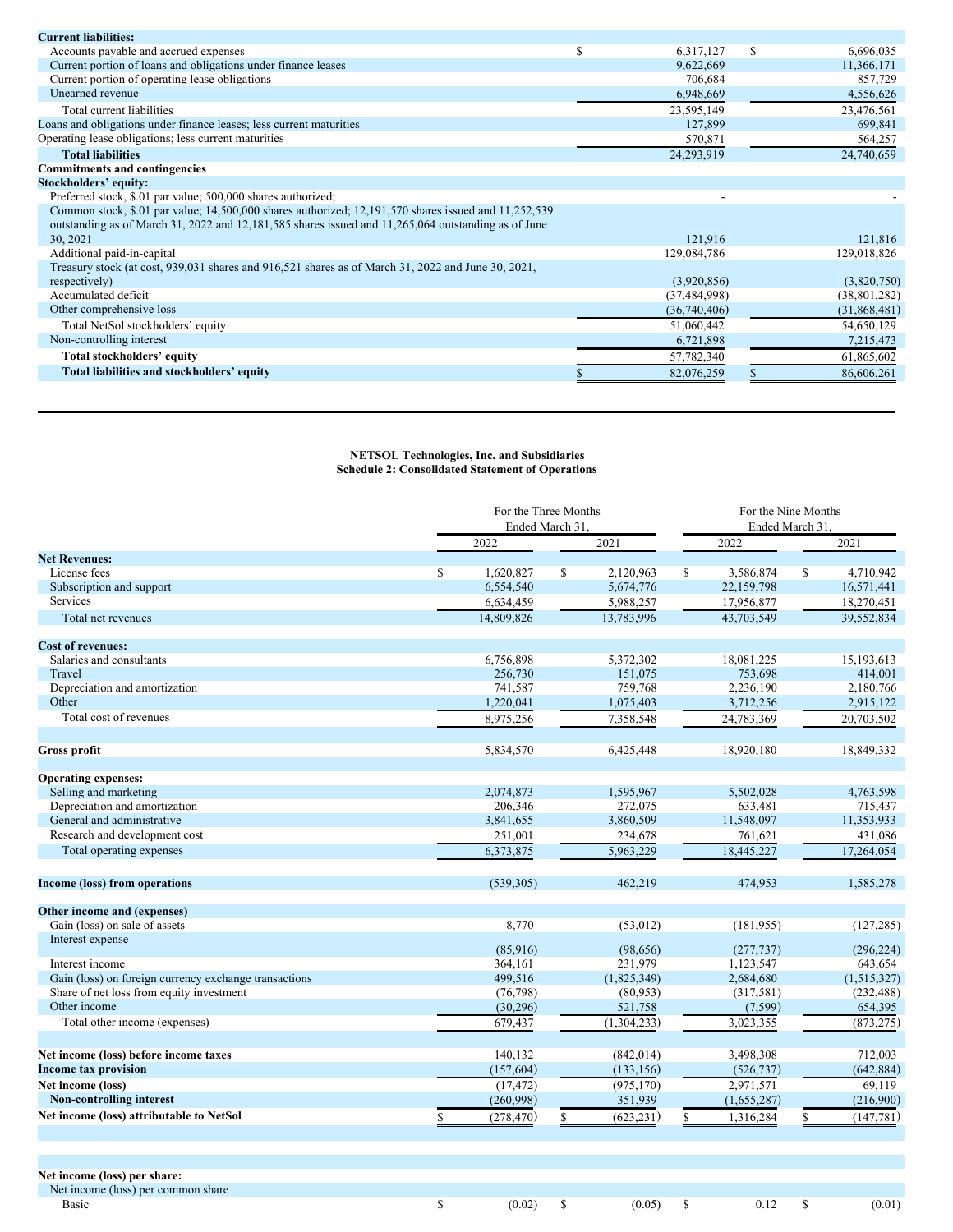| | | |
|---|---|---|
| **Current liabilities:** | | |
| Accounts payable and accrued expenses | $ 6,317,127 | $ 6,696,035 |
| Current portion of loans and obligations under finance leases | 9,622,669 | 11,366,171 |
| Current portion of operating lease obligations | 706,684 | 857,729 |
| Unearned revenue | 6,948,669 | 4,556,626 |
| Total current liabilities | 23,595,149 | 23,476,561 |
| Loans and obligations under finance leases; less current maturities | 127,899 | 699,841 |
| Operating lease obligations; less current maturities | 570,871 | 564,257 |
| **Total liabilities** | 24,293,919 | 24,740,659 |
| **Commitments and contingencies** | | |
| **Stockholders' equity:** | | |
| Preferred stock, $.01 par value; 500,000 shares authorized; | - | - |
| Common stock, $.01 par value; 14,500,000 shares authorized; 12,191,570 shares issued and 11,252,539 outstanding as of March 31, 2022 and 12,181,585 shares issued and 11,265,064 outstanding as of June 30, 2021 | 121,916 | 121,816 |
| Additional paid-in-capital | 129,084,786 | 129,018,826 |
| Treasury stock (at cost, 939,031 shares and 916,521 shares as of March 31, 2022 and June 30, 2021, respectively) | (3,920,856) | (3,820,750) |
| Accumulated deficit | (37,484,998) | (38,801,282) |
| Other comprehensive loss | (36,740,406) | (31,868,481) |
| Total NetSol stockholders' equity | 51,060,442 | 54,650,129 |
| Non-controlling interest | 6,721,898 | 7,215,473 |
| **Total stockholders' equity** | 57,782,340 | 61,865,602 |
| **Total liabilities and stockholders' equity** | $ 82,076,259 | $ 86,606,261 |

**NETSOL Technologies, Inc. and Subsidiaries**
**Schedule 2: Consolidated Statement of Operations**

| | For the Three Months Ended March 31, | | For the Nine Months Ended March 31, | |
|---|---|---|---|---|
| | 2022 | 2021 | 2022 | 2021 |
| **Net Revenues:** | | | | |
| License fees | $ 1,620,827 | $ 2,120,963 | $ 3,586,874 | $ 4,710,942 |
| Subscription and support | 6,554,540 | 5,674,776 | 22,159,798 | 16,571,441 |
| Services | 6,634,459 | 5,988,257 | 17,956,877 | 18,270,451 |
| Total net revenues | 14,809,826 | 13,783,996 | 43,703,549 | 39,552,834 |
| **Cost of revenues:** | | | | |
| Salaries and consultants | 6,756,898 | 5,372,302 | 18,081,225 | 15,193,613 |
| Travel | 256,730 | 151,075 | 753,698 | 414,001 |
| Depreciation and amortization | 741,587 | 759,768 | 2,236,190 | 2,180,766 |
| Other | 1,220,041 | 1,075,403 | 3,712,256 | 2,915,122 |
| Total cost of revenues | 8,975,256 | 7,358,548 | 24,783,369 | 20,703,502 |
| **Gross profit** | 5,834,570 | 6,425,448 | 18,920,180 | 18,849,332 |
| **Operating expenses:** | | | | |
| Selling and marketing | 2,074,873 | 1,595,967 | 5,502,028 | 4,763,598 |
| Depreciation and amortization | 206,346 | 272,075 | 633,481 | 715,437 |
| General and administrative | 3,841,655 | 3,860,509 | 11,548,097 | 11,353,933 |
| Research and development cost | 251,001 | 234,678 | 761,621 | 431,086 |
| Total operating expenses | 6,373,875 | 5,963,229 | 18,445,227 | 17,264,054 |
| **Income (loss) from operations** | (539,305) | 462,219 | 474,953 | 1,585,278 |
| **Other income and (expenses)** | | | | |
| Gain (loss) on sale of assets | 8,770 | (53,012) | (181,955) | (127,285) |
| Interest expense | (85,916) | (98,656) | (277,737) | (296,224) |
| Interest income | 364,161 | 231,979 | 1,123,547 | 643,654 |
| Gain (loss) on foreign currency exchange transactions | 499,516 | (1,825,349) | 2,684,680 | (1,515,327) |
| Share of net loss from equity investment | (76,798) | (80,953) | (317,581) | (232,488) |
| Other income | (30,296) | 521,758 | (7,599) | 654,395 |
| Total other income (expenses) | 679,437 | (1,304,233) | 3,023,355 | (873,275) |
| **Net income (loss) before income taxes** | 140,132 | (842,014) | 3,498,308 | 712,003 |
| **Income tax provision** | (157,604) | (133,156) | (526,737) | (642,884) |
| **Net income (loss)** | (17,472) | (975,170) | 2,971,571 | 69,119 |
| **Non-controlling interest** | (260,998) | 351,939 | (1,655,287) | (216,900) |
| **Net income (loss) attributable to NetSol** | $ (278,470) | $ (623,231) | $ 1,316,284 | $ (147,781) |
| **Net income (loss) per share:** | | | | |
| Net income (loss) per common share | | | | |
| Basic | $ (0.02) | $ (0.05) | $ 0.12 | $ (0.01) |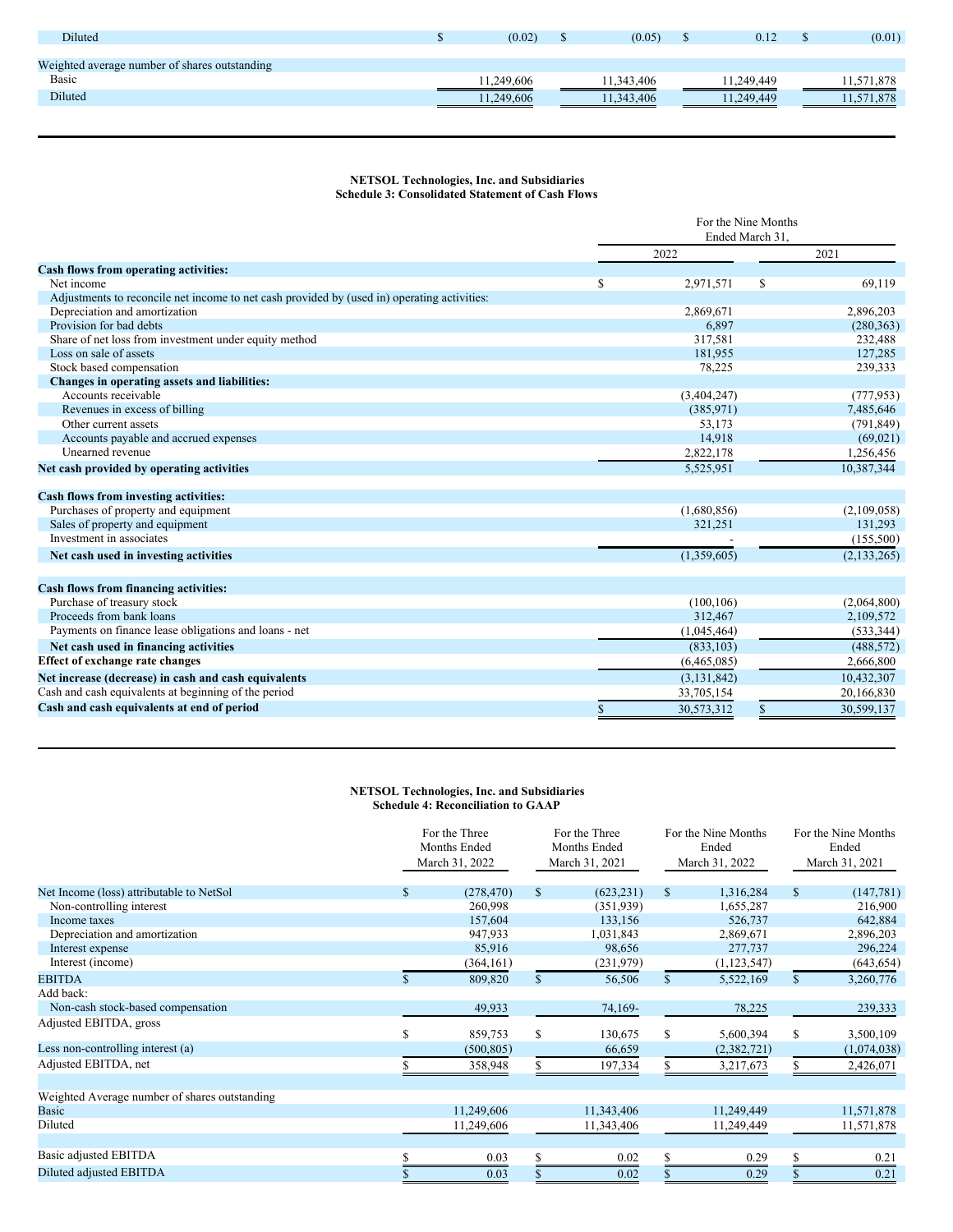| | | | | |
|---|---|---|---|---|
| Diluted | $ (0.02) | $ (0.05) | $ 0.12 | $ (0.01) |
| Weighted average number of shares outstanding | | | | |
| Basic | 11,249,606 | 11,343,406 | 11,249,449 | 11,571,878 |
| Diluted | 11,249,606 | 11,343,406 | 11,249,449 | 11,571,878 |

**NETSOL Technologies, Inc. and Subsidiaries**
**Schedule 3: Consolidated Statement of Cash Flows**

| | For the Nine Months Ended March 31, | |
|---|---|---|
| | 2022 | 2021 |
| **Cash flows from operating activities:** | | |
| Net income | $ 2,971,571 | $ 69,119 |
| Adjustments to reconcile net income to net cash provided by (used in) operating activities: | | |
| Depreciation and amortization | 2,869,671 | 2,896,203 |
| Provision for bad debts | 6,897 | (280,363) |
| Share of net loss from investment under equity method | 317,581 | 232,488 |
| Loss on sale of assets | 181,955 | 127,285 |
| Stock based compensation | 78,225 | 239,333 |
| **Changes in operating assets and liabilities:** | | |
| Accounts receivable | (3,404,247) | (777,953) |
| Revenues in excess of billing | (385,971) | 7,485,646 |
| Other current assets | 53,173 | (791,849) |
| Accounts payable and accrued expenses | 14,918 | (69,021) |
| Unearned revenue | 2,822,178 | 1,256,456 |
| **Net cash provided by operating activities** | 5,525,951 | 10,387,344 |
| **Cash flows from investing activities:** | | |
| Purchases of property and equipment | (1,680,856) | (2,109,058) |
| Sales of property and equipment | 321,251 | 131,293 |
| Investment in associates | - | (155,500) |
| **Net cash used in investing activities** | (1,359,605) | (2,133,265) |
| **Cash flows from financing activities:** | | |
| Purchase of treasury stock | (100,106) | (2,064,800) |
| Proceeds from bank loans | 312,467 | 2,109,572 |
| Payments on finance lease obligations and loans - net | (1,045,464) | (533,344) |
| **Net cash used in financing activities** | (833,103) | (488,572) |
| **Effect of exchange rate changes** | (6,465,085) | 2,666,800 |
| **Net increase (decrease) in cash and cash equivalents** | (3,131,842) | 10,432,307 |
| Cash and cash equivalents at beginning of the period | 33,705,154 | 20,166,830 |
| **Cash and cash equivalents at end of period** | $ 30,573,312 | $ 30,599,137 |

**NETSOL Technologies, Inc. and Subsidiaries**
**Schedule 4: Reconciliation to GAAP**

| | For the Three Months Ended March 31, 2022 | For the Three Months Ended March 31, 2021 | For the Nine Months Ended March 31, 2022 | For the Nine Months Ended March 31, 2021 |
|---|---|---|---|---|
| Net Income (loss) attributable to NetSol | $ (278,470) | $ (623,231) | $ 1,316,284 | $ (147,781) |
| Non-controlling interest | 260,998 | (351,939) | 1,655,287 | 216,900 |
| Income taxes | 157,604 | 133,156 | 526,737 | 642,884 |
| Depreciation and amortization | 947,933 | 1,031,843 | 2,869,671 | 2,896,203 |
| Interest expense | 85,916 | 98,656 | 277,737 | 296,224 |
| Interest (income) | (364,161) | (231,979) | (1,123,547) | (643,654) |
| EBITDA | $ 809,820 | $ 56,506 | $ 5,522,169 | $ 3,260,776 |
| Add back: | | | | |
| Non-cash stock-based compensation | 49,933 | 74,169- | 78,225 | 239,333 |
| Adjusted EBITDA, gross | $ 859,753 | $ 130,675 | $ 5,600,394 | $ 3,500,109 |
| Less non-controlling interest (a) | (500,805) | 66,659 | (2,382,721) | (1,074,038) |
| Adjusted EBITDA, net | $ 358,948 | $ 197,334 | $ 3,217,673 | $ 2,426,071 |
| Weighted Average number of shares outstanding | | | | |
| Basic | 11,249,606 | 11,343,406 | 11,249,449 | 11,571,878 |
| Diluted | 11,249,606 | 11,343,406 | 11,249,449 | 11,571,878 |
| Basic adjusted EBITDA | $ 0.03 | $ 0.02 | $ 0.29 | $ 0.21 |
| Diluted adjusted EBITDA | $ 0.03 | $ 0.02 | $ 0.29 | $ 0.21 |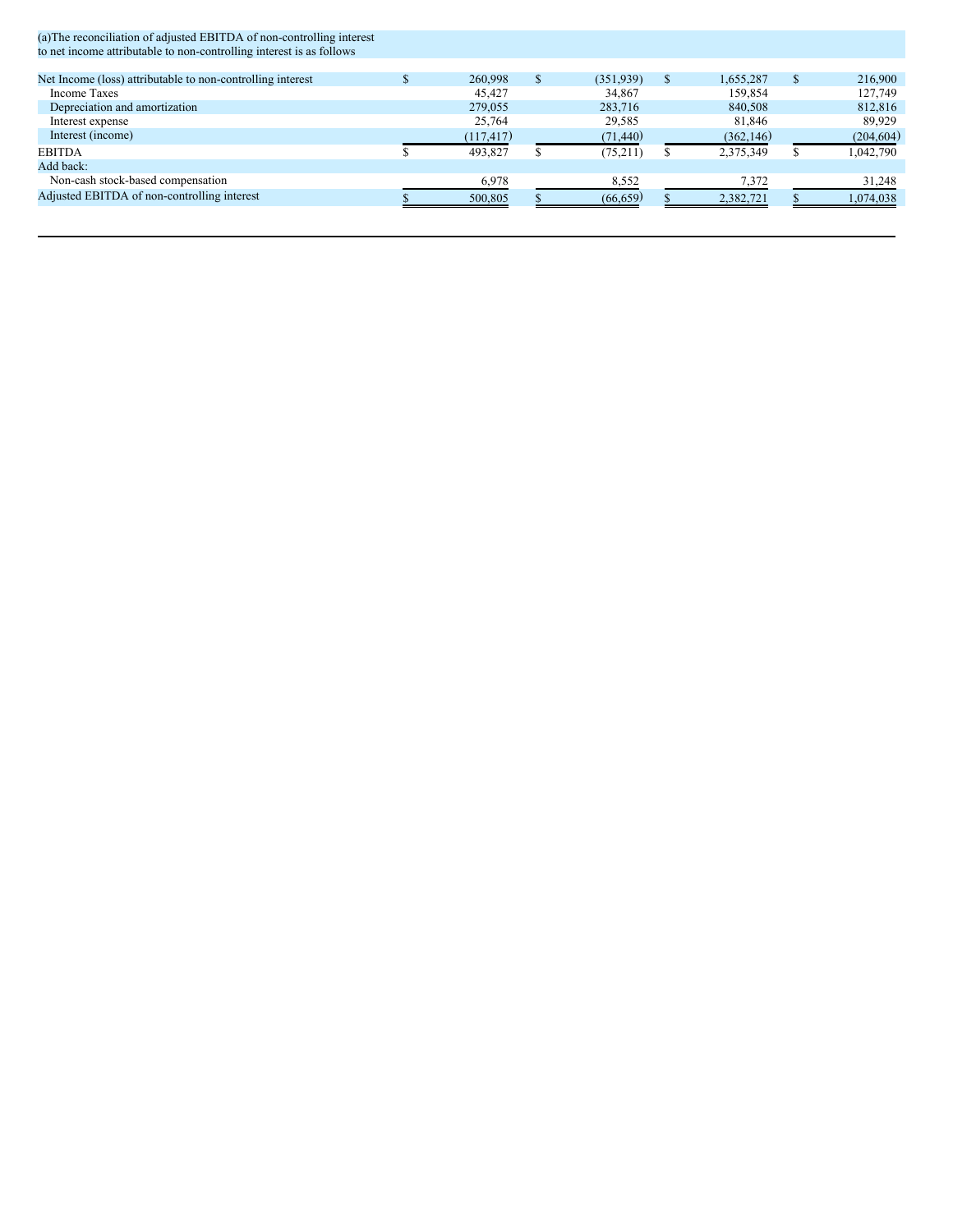(a)The reconciliation of adjusted EBITDA of non-controlling interest to net income attributable to non-controlling interest is as follows

| | | | | |
|---|---|---|---|---|
| Net Income (loss) attributable to non-controlling interest | $ 260,998 | $ (351,939) | $ 1,655,287 | $ 216,900 |
| Income Taxes | 45,427 | 34,867 | 159,854 | 127,749 |
| Depreciation and amortization | 279,055 | 283,716 | 840,508 | 812,816 |
| Interest expense | 25,764 | 29,585 | 81,846 | 89,929 |
| Interest (income) | (117,417) | (71,440) | (362,146) | (204,604) |
| EBITDA | $ 493,827 | $ (75,211) | $ 2,375,349 | $ 1,042,790 |
| Add back: | | | | |
| Non-cash stock-based compensation | 6,978 | 8,552 | 7,372 | 31,248 |
| Adjusted EBITDA of non-controlling interest | $ 500,805 | $ (66,659) | $ 2,382,721 | $ 1,074,038 |